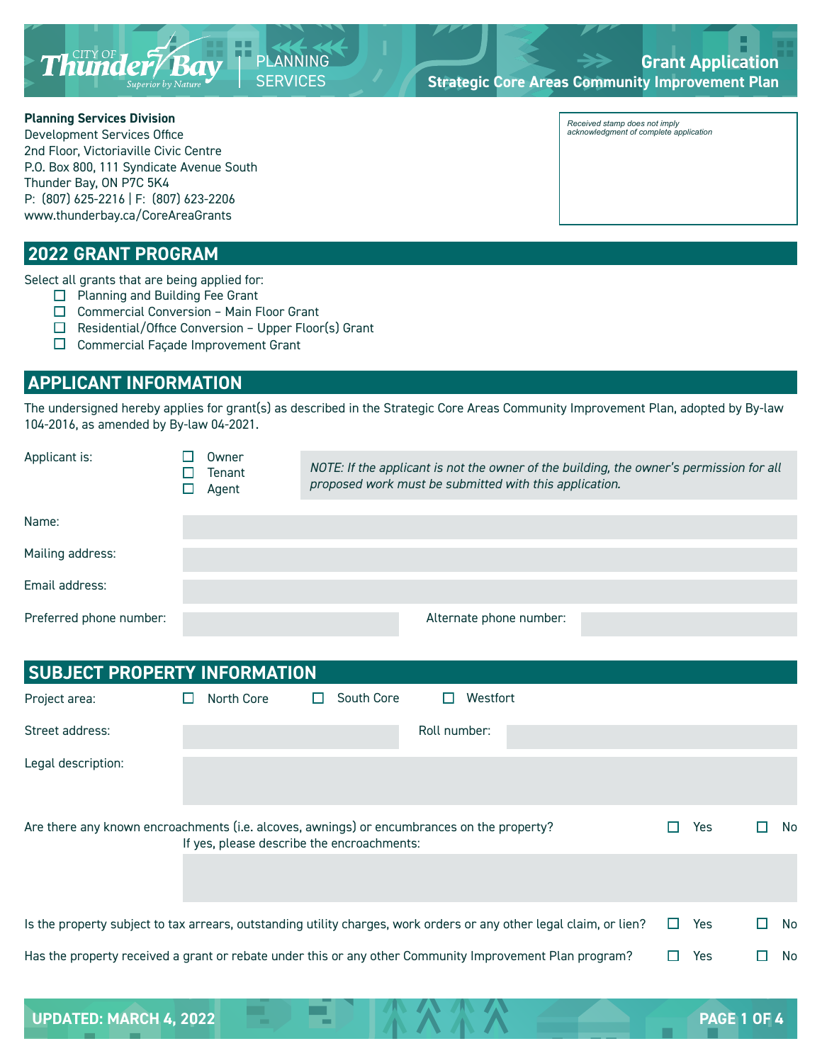# Grant Application

**Strategic Core Areas Community Improvement Plan**

CITY OF Thunder Bay — Superior by Nature | PLANNING SERVICES

**Planning Services Division**
Development Services Office
2nd Floor, Victoriaville Civic Centre
P.O. Box 800, 111 Syndicate Avenue South
Thunder Bay, ON P7C 5K4
P: (807) 625-2216 | F: (807) 623-2206
www.thunderbay.ca/CoreAreaGrants

*Received stamp does not imply acknowledgment of complete application*

## 2022 GRANT PROGRAM

Select all grants that are being applied for:

- ☐ Planning and Building Fee Grant
- ☐ Commercial Conversion – Main Floor Grant
- ☐ Residential/Office Conversion – Upper Floor(s) Grant
- ☐ Commercial Façade Improvement Grant

## APPLICANT INFORMATION

The undersigned hereby applies for grant(s) as described in the Strategic Core Areas Community Improvement Plan, adopted by By-law 104-2016, as amended by By-law 04-2021.

Applicant is: ☐ Owner ☐ Tenant ☐ Agent

*NOTE: If the applicant is not the owner of the building, the owner's permission for all proposed work must be submitted with this application.*

Name:

Mailing address:

Email address:

Preferred phone number: Alternate phone number:

## SUBJECT PROPERTY INFORMATION

Project area: ☐ North Core ☐ South Core ☐ Westfort

Street address: Roll number:

Legal description:

Are there any known encroachments (i.e. alcoves, awnings) or encumbrances on the property? ☐ Yes ☐ No

If yes, please describe the encroachments:

Is the property subject to tax arrears, outstanding utility charges, work orders or any other legal claim, or lien? ☐ Yes ☐ No

Has the property received a grant or rebate under this or any other Community Improvement Plan program? ☐ Yes ☐ No

UPDATED: MARCH 4, 2022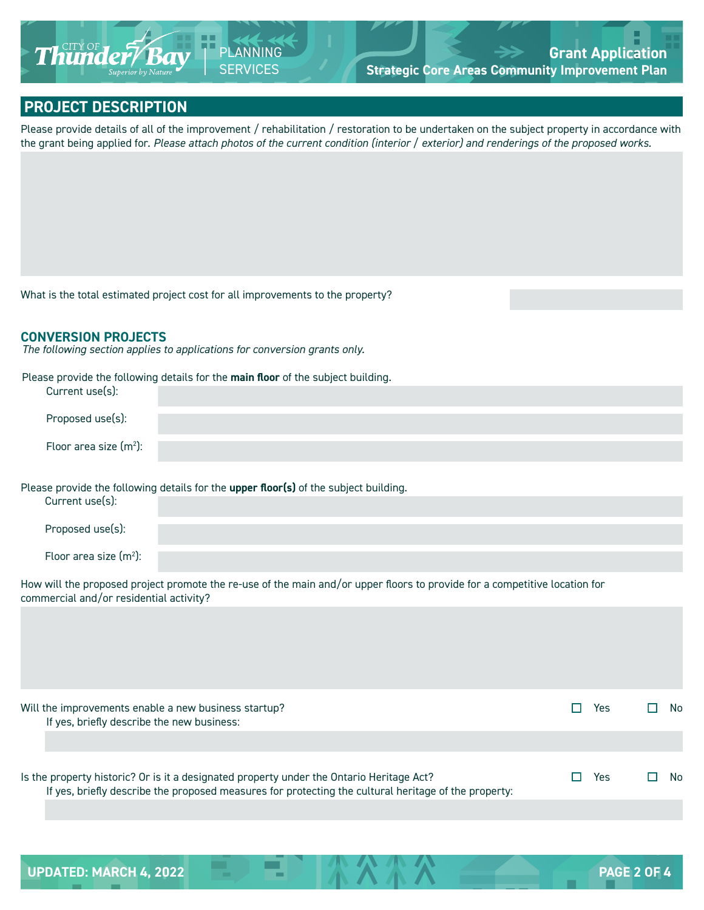## PROJECT DESCRIPTION

Please provide details of all of the improvement / rehabilitation / restoration to be undertaken on the subject property in accordance with the grant being applied for. *Please attach photos of the current condition (interior / exterior) and renderings of the proposed works.*

What is the total estimated project cost for all improvements to the property?

### CONVERSION PROJECTS

*The following section applies to applications for conversion grants only.*

Please provide the following details for the **main floor** of the subject building.

Current use(s):

Proposed use(s):

Floor area size ($m^2$):

Please provide the following details for the **upper floor(s)** of the subject building.

Current use(s):

Proposed use(s):

Floor area size ($m^2$):

How will the proposed project promote the re-use of the main and/or upper floors to provide for a competitive location for commercial and/or residential activity?

Will the improvements enable a new business startup? ☐ Yes ☐ No

If yes, briefly describe the new business:

Is the property historic? Or is it a designated property under the Ontario Heritage Act? ☐ Yes ☐ No

If yes, briefly describe the proposed measures for protecting the cultural heritage of the property: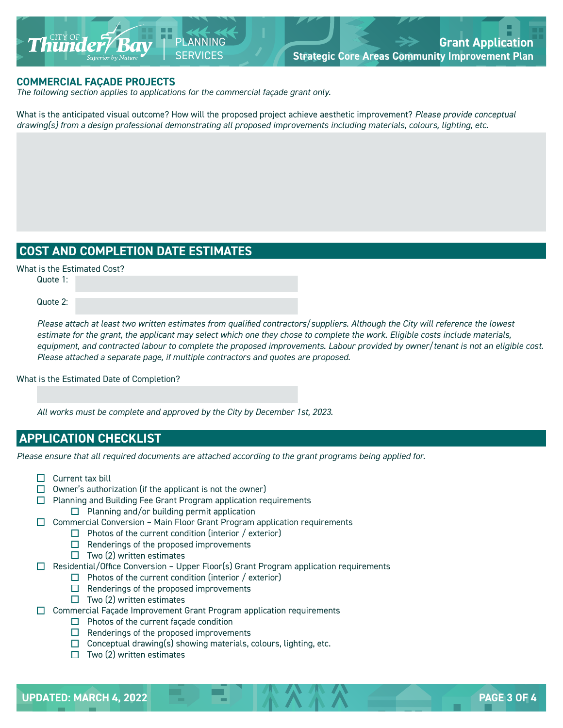## COMMERCIAL FAÇADE PROJECTS

*The following section applies to applications for the commercial façade grant only.*

What is the anticipated visual outcome? How will the proposed project achieve aesthetic improvement? *Please provide conceptual drawing(s) from a design professional demonstrating all proposed improvements including materials, colours, lighting, etc.*

## COST AND COMPLETION DATE ESTIMATES

What is the Estimated Cost?

Quote 1:

Quote 2:

*Please attach at least two written estimates from qualified contractors/suppliers. Although the City will reference the lowest estimate for the grant, the applicant may select which one they chose to complete the work. Eligible costs include materials, equipment, and contracted labour to complete the proposed improvements. Labour provided by owner/tenant is not an eligible cost. Please attached a separate page, if multiple contractors and quotes are proposed.*

What is the Estimated Date of Completion?

*All works must be complete and approved by the City by December 1st, 2023.*

## APPLICATION CHECKLIST

*Please ensure that all required documents are attached according to the grant programs being applied for.*

- ☐ Current tax bill
- ☐ Owner's authorization (if the applicant is not the owner)
- ☐ Planning and Building Fee Grant Program application requirements
  - ☐ Planning and/or building permit application
- ☐ Commercial Conversion – Main Floor Grant Program application requirements
  - ☐ Photos of the current condition (interior / exterior)
  - ☐ Renderings of the proposed improvements
  - ☐ Two (2) written estimates
- ☐ Residential/Office Conversion – Upper Floor(s) Grant Program application requirements
  - ☐ Photos of the current condition (interior / exterior)
  - ☐ Renderings of the proposed improvements
  - ☐ Two (2) written estimates
- ☐ Commercial Façade Improvement Grant Program application requirements
  - ☐ Photos of the current façade condition
  - ☐ Renderings of the proposed improvements
  - ☐ Conceptual drawing(s) showing materials, colours, lighting, etc.
  - ☐ Two (2) written estimates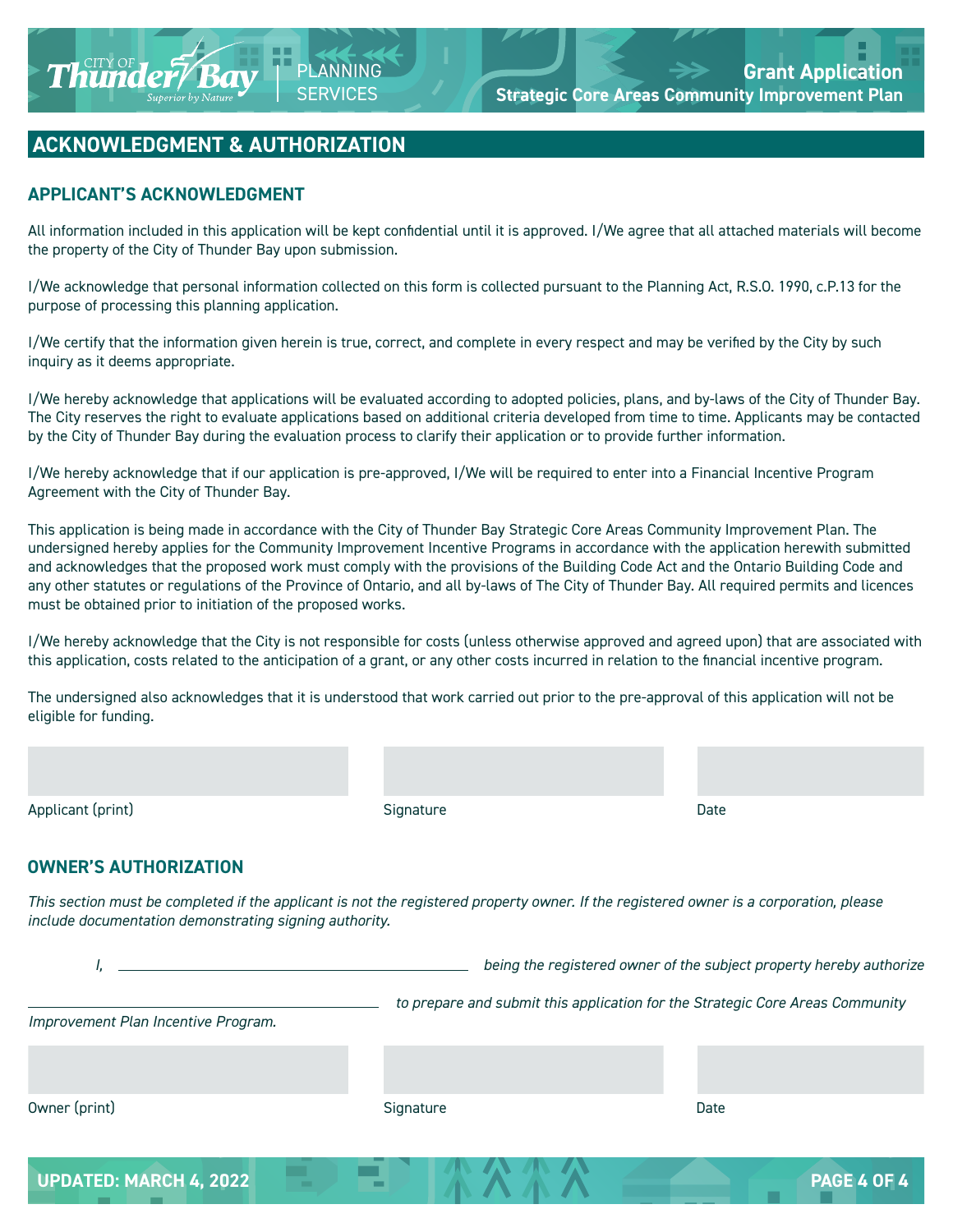## ACKNOWLEDGMENT & AUTHORIZATION

### APPLICANT'S ACKNOWLEDGMENT

All information included in this application will be kept confidential until it is approved. I/We agree that all attached materials will become the property of the City of Thunder Bay upon submission.

I/We acknowledge that personal information collected on this form is collected pursuant to the Planning Act, R.S.O. 1990, c.P.13 for the purpose of processing this planning application.

I/We certify that the information given herein is true, correct, and complete in every respect and may be verified by the City by such inquiry as it deems appropriate.

I/We hereby acknowledge that applications will be evaluated according to adopted policies, plans, and by-laws of the City of Thunder Bay. The City reserves the right to evaluate applications based on additional criteria developed from time to time. Applicants may be contacted by the City of Thunder Bay during the evaluation process to clarify their application or to provide further information.

I/We hereby acknowledge that if our application is pre-approved, I/We will be required to enter into a Financial Incentive Program Agreement with the City of Thunder Bay.

This application is being made in accordance with the City of Thunder Bay Strategic Core Areas Community Improvement Plan. The undersigned hereby applies for the Community Improvement Incentive Programs in accordance with the application herewith submitted and acknowledges that the proposed work must comply with the provisions of the Building Code Act and the Ontario Building Code and any other statutes or regulations of the Province of Ontario, and all by-laws of The City of Thunder Bay. All required permits and licences must be obtained prior to initiation of the proposed works.

I/We hereby acknowledge that the City is not responsible for costs (unless otherwise approved and agreed upon) that are associated with this application, costs related to the anticipation of a grant, or any other costs incurred in relation to the financial incentive program.

The undersigned also acknowledges that it is understood that work carried out prior to the pre-approval of this application will not be eligible for funding.

Applicant (print) ______________________ Signature ______________________ Date ______________

### OWNER'S AUTHORIZATION

*This section must be completed if the applicant is not the registered property owner. If the registered owner is a corporation, please include documentation demonstrating signing authority.*

*I,* ______________________ *being the registered owner of the subject property hereby authorize* ______________________ *to prepare and submit this application for the Strategic Core Areas Community Improvement Plan Incentive Program.*

Owner (print) ______________________ Signature ______________________ Date ______________

UPDATED: MARCH 4, 2022